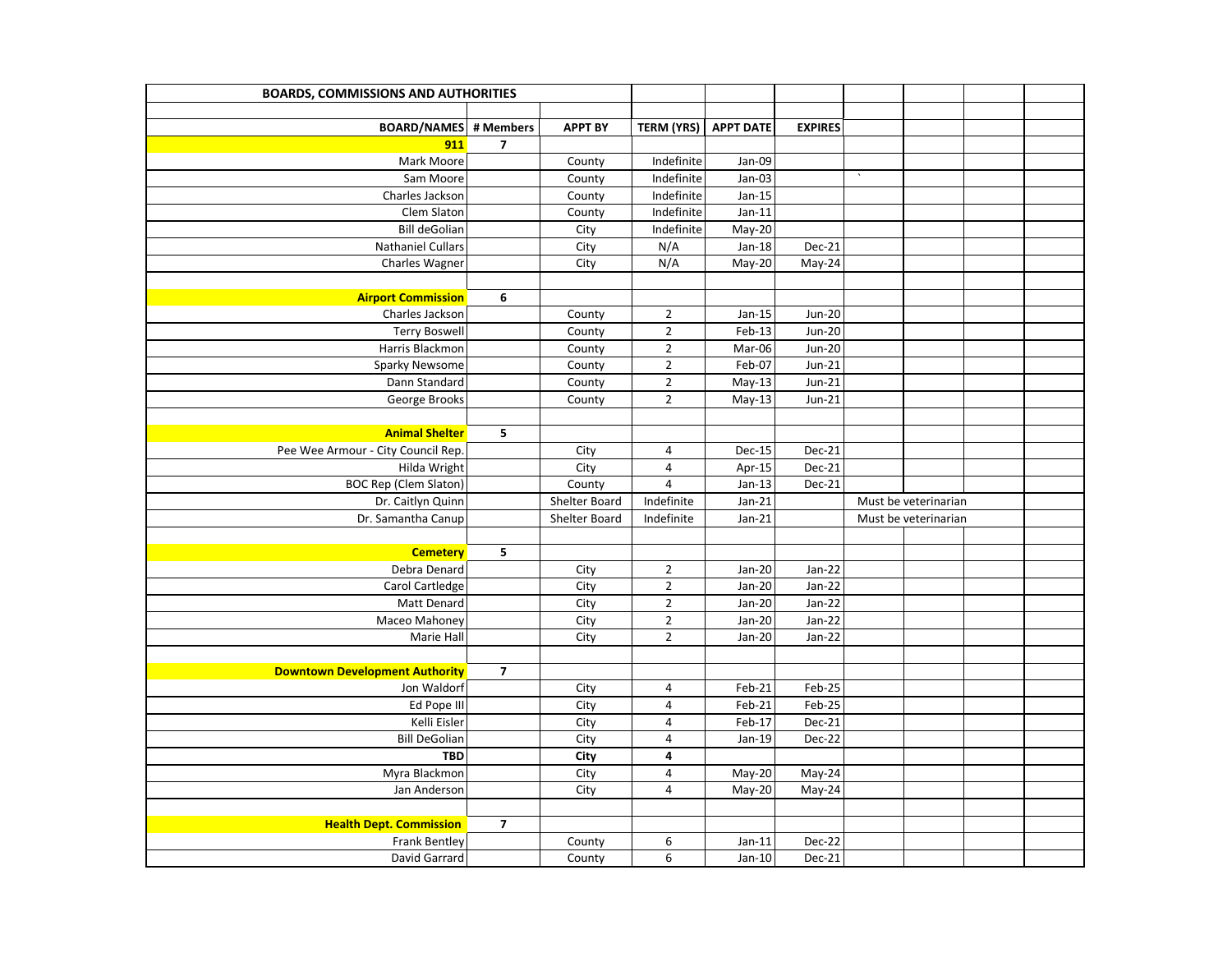| BOARDS, COMMISSIONS AND AUTHORITIES | | | | | | | | | |
|---|---|---|---|---|---|---|---|---|---|
| | | | | | | | | | |
| BOARD/NAMES | # Members | APPT BY | TERM (YRS) | APPT DATE | EXPIRES | | | | |
| **911** | 7 | | | | | | | | |
| Mark Moore | | County | Indefinite | Jan-09 | | | | | |
| Sam Moore | | County | Indefinite | Jan-03 | | ` | | | |
| Charles Jackson | | County | Indefinite | Jan-15 | | | | | |
| Clem Slaton | | County | Indefinite | Jan-11 | | | | | |
| Bill deGolian | | City | Indefinite | May-20 | | | | | |
| Nathaniel Cullars | | City | N/A | Jan-18 | Dec-21 | | | | |
| Charles Wagner | | City | N/A | May-20 | May-24 | | | | |
| | | | | | | | | | |
| **Airport Commission** | 6 | | | | | | | | |
| Charles Jackson | | County | 2 | Jan-15 | Jun-20 | | | | |
| Terry Boswell | | County | 2 | Feb-13 | Jun-20 | | | | |
| Harris Blackmon | | County | 2 | Mar-06 | Jun-20 | | | | |
| Sparky Newsome | | County | 2 | Feb-07 | Jun-21 | | | | |
| Dann Standard | | County | 2 | May-13 | Jun-21 | | | | |
| George Brooks | | County | 2 | May-13 | Jun-21 | | | | |
| | | | | | | | | | |
| **Animal Shelter** | 5 | | | | | | | | |
| Pee Wee Armour - City Council Rep. | | City | 4 | Dec-15 | Dec-21 | | | | |
| Hilda Wright | | City | 4 | Apr-15 | Dec-21 | | | | |
| BOC Rep (Clem Slaton) | | County | 4 | Jan-13 | Dec-21 | | | | |
| Dr. Caitlyn Quinn | | Shelter Board | Indefinite | Jan-21 | | Must be veterinarian | | | |
| Dr. Samantha Canup | | Shelter Board | Indefinite | Jan-21 | | Must be veterinarian | | | |
| | | | | | | | | | |
| **Cemetery** | 5 | | | | | | | | |
| Debra Denard | | City | 2 | Jan-20 | Jan-22 | | | | |
| Carol Cartledge | | City | 2 | Jan-20 | Jan-22 | | | | |
| Matt Denard | | City | 2 | Jan-20 | Jan-22 | | | | |
| Maceo Mahoney | | City | 2 | Jan-20 | Jan-22 | | | | |
| Marie Hall | | City | 2 | Jan-20 | Jan-22 | | | | |
| | | | | | | | | | |
| **Downtown Development Authority** | 7 | | | | | | | | |
| Jon Waldorf | | City | 4 | Feb-21 | Feb-25 | | | | |
| Ed Pope III | | City | 4 | Feb-21 | Feb-25 | | | | |
| Kelli Eisler | | City | 4 | Feb-17 | Dec-21 | | | | |
| Bill DeGolian | | City | 4 | Jan-19 | Dec-22 | | | | |
| **TBD** | | **City** | **4** | | | | | | |
| Myra Blackmon | | City | 4 | May-20 | May-24 | | | | |
| Jan Anderson | | City | 4 | May-20 | May-24 | | | | |
| | | | | | | | | | |
| **Health Dept. Commission** | 7 | | | | | | | | |
| Frank Bentley | | County | 6 | Jan-11 | Dec-22 | | | | |
| David Garrard | | County | 6 | Jan-10 | Dec-21 | | | | |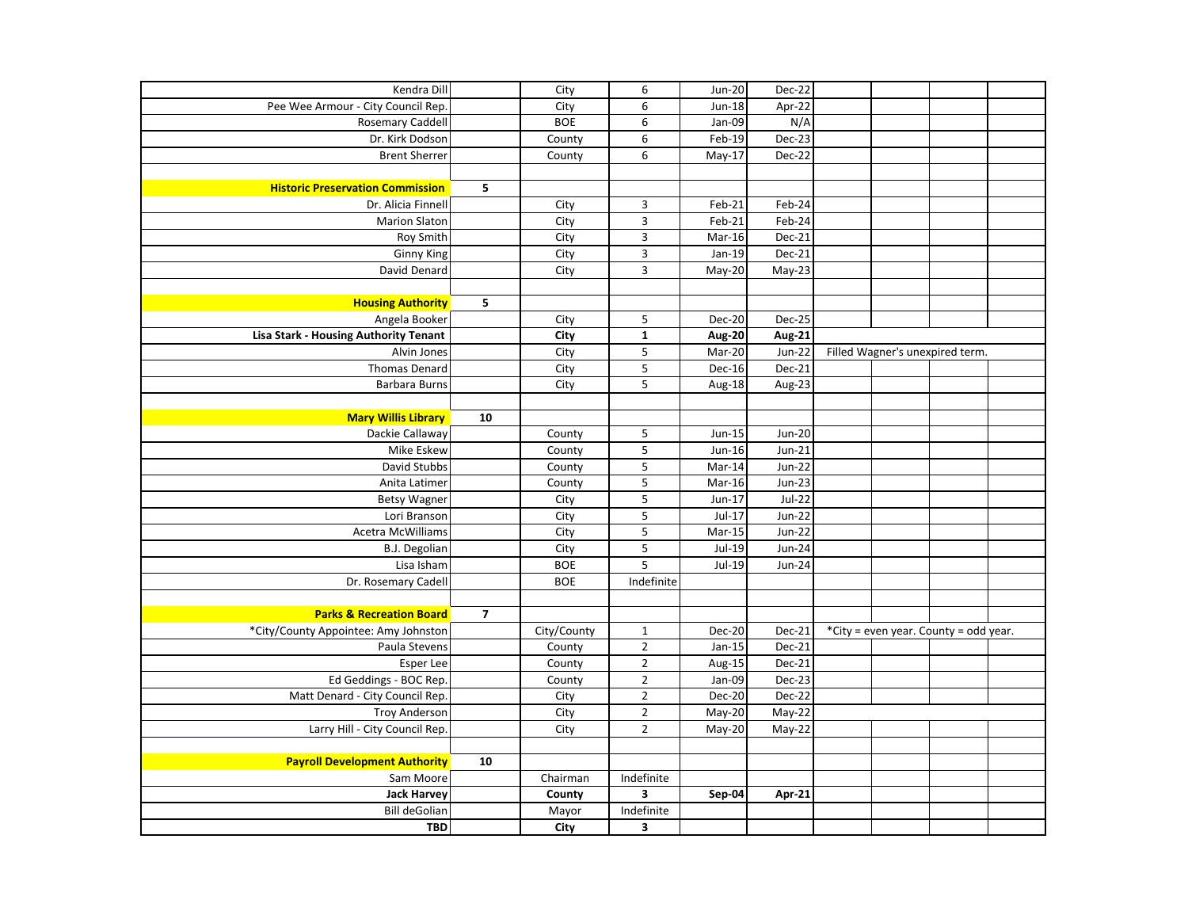| | | | | | | | | | |
|---|---|---|---|---|---|---|---|---|---|
| Kendra Dill | | City | 6 | Jun-20 | Dec-22 | | | | |
| Pee Wee Armour - City Council Rep. | | City | 6 | Jun-18 | Apr-22 | | | | |
| Rosemary Caddell | | BOE | 6 | Jan-09 | N/A | | | | |
| Dr. Kirk Dodson | | County | 6 | Feb-19 | Dec-23 | | | | |
| Brent Sherrer | | County | 6 | May-17 | Dec-22 | | | | |
| | | | | | | | | | |
| **Historic Preservation Commission** | **5** | | | | | | | | |
| Dr. Alicia Finnell | | City | 3 | Feb-21 | Feb-24 | | | | |
| Marion Slaton | | City | 3 | Feb-21 | Feb-24 | | | | |
| Roy Smith | | City | 3 | Mar-16 | Dec-21 | | | | |
| Ginny King | | City | 3 | Jan-19 | Dec-21 | | | | |
| David Denard | | City | 3 | May-20 | May-23 | | | | |
| | | | | | | | | | |
| **Housing Authority** | **5** | | | | | | | | |
| Angela Booker | | City | 5 | Dec-20 | Dec-25 | | | | |
| **Lisa Stark - Housing Authority Tenant** | | **City** | **1** | **Aug-20** | **Aug-21** | | | | |
| Alvin Jones | | City | 5 | Mar-20 | Jun-22 | Filled Wagner's unexpired term. | | | |
| Thomas Denard | | City | 5 | Dec-16 | Dec-21 | | | | |
| Barbara Burns | | City | 5 | Aug-18 | Aug-23 | | | | |
| | | | | | | | | | |
| **Mary Willis Library** | **10** | | | | | | | | |
| Dackie Callaway | | County | 5 | Jun-15 | Jun-20 | | | | |
| Mike Eskew | | County | 5 | Jun-16 | Jun-21 | | | | |
| David Stubbs | | County | 5 | Mar-14 | Jun-22 | | | | |
| Anita Latimer | | County | 5 | Mar-16 | Jun-23 | | | | |
| Betsy Wagner | | City | 5 | Jun-17 | Jul-22 | | | | |
| Lori Branson | | City | 5 | Jul-17 | Jun-22 | | | | |
| Acetra McWilliams | | City | 5 | Mar-15 | Jun-22 | | | | |
| B.J. Degolian | | City | 5 | Jul-19 | Jun-24 | | | | |
| Lisa Isham | | BOE | 5 | Jul-19 | Jun-24 | | | | |
| Dr. Rosemary Cadell | | BOE | Indefinite | | | | | | |
| | | | | | | | | | |
| **Parks & Recreation Board** | **7** | | | | | | | | |
| *City/County Appointee: Amy Johnston | | City/County | 1 | Dec-20 | Dec-21 | *City = even year. County = odd year. | | | |
| Paula Stevens | | County | 2 | Jan-15 | Dec-21 | | | | |
| Esper Lee | | County | 2 | Aug-15 | Dec-21 | | | | |
| Ed Geddings - BOC Rep. | | County | 2 | Jan-09 | Dec-23 | | | | |
| Matt Denard - City Council Rep. | | City | 2 | Dec-20 | Dec-22 | | | | |
| Troy Anderson | | City | 2 | May-20 | May-22 | | | | |
| Larry Hill - City Council Rep. | | City | 2 | May-20 | May-22 | | | | |
| | | | | | | | | | |
| **Payroll Development Authority** | **10** | | | | | | | | |
| Sam Moore | | Chairman | Indefinite | | | | | | |
| **Jack Harvey** | | **County** | **3** | **Sep-04** | **Apr-21** | | | | |
| Bill deGolian | | Mayor | Indefinite | | | | | | |
| **TBD** | | **City** | **3** | | | | | | |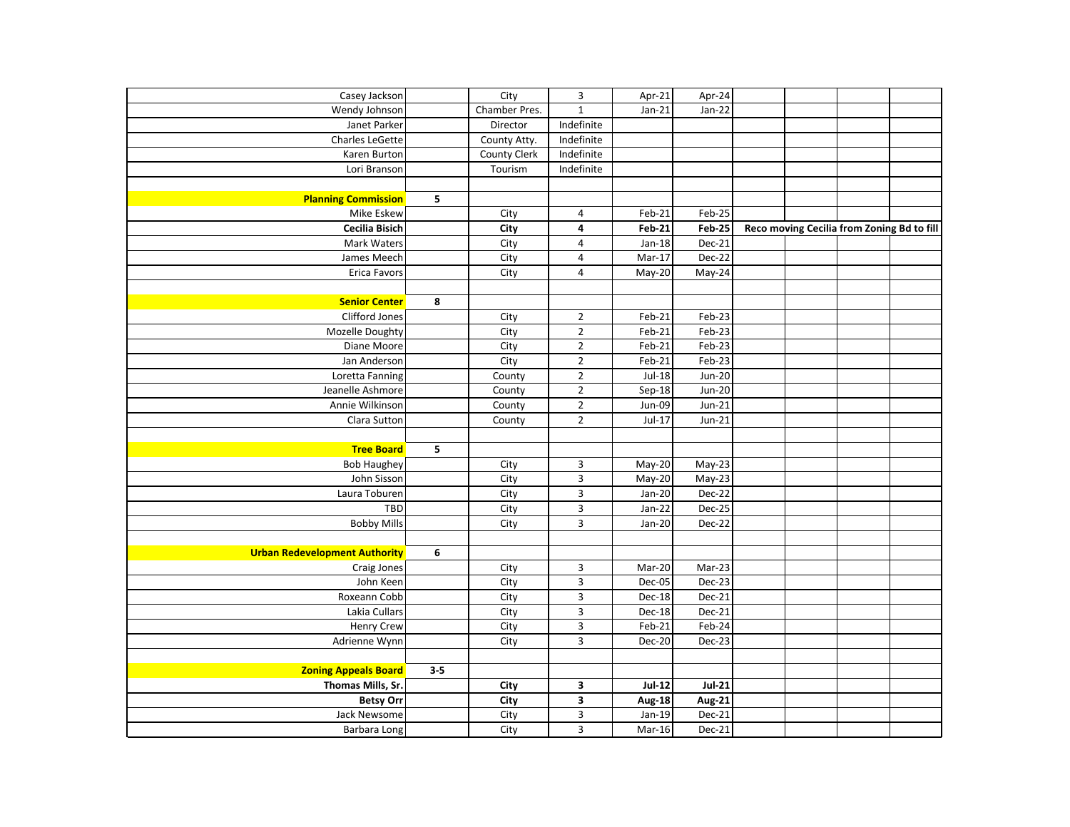| | | | | | | | | | |
|---|---|---|---|---|---|---|---|---|---|
| Casey Jackson | | City | 3 | Apr-21 | Apr-24 | | | | |
| Wendy Johnson | | Chamber Pres. | 1 | Jan-21 | Jan-22 | | | | |
| Janet Parker | | Director | Indefinite | | | | | | |
| Charles LeGette | | County Atty. | Indefinite | | | | | | |
| Karen Burton | | County Clerk | Indefinite | | | | | | |
| Lori Branson | | Tourism | Indefinite | | | | | | |
| | | | | | | | | | |
| **Planning Commission** | **5** | | | | | | | | |
| Mike Eskew | | City | 4 | Feb-21 | Feb-25 | | | | |
| **Cecilia Bisich** | | **City** | **4** | **Feb-21** | **Feb-25** | **Reco moving Cecilia from Zoning Bd to fill** | | | |
| Mark Waters | | City | 4 | Jan-18 | Dec-21 | | | | |
| James Meech | | City | 4 | Mar-17 | Dec-22 | | | | |
| Erica Favors | | City | 4 | May-20 | May-24 | | | | |
| | | | | | | | | | |
| **Senior Center** | **8** | | | | | | | | |
| Clifford Jones | | City | 2 | Feb-21 | Feb-23 | | | | |
| Mozelle Doughty | | City | 2 | Feb-21 | Feb-23 | | | | |
| Diane Moore | | City | 2 | Feb-21 | Feb-23 | | | | |
| Jan Anderson | | City | 2 | Feb-21 | Feb-23 | | | | |
| Loretta Fanning | | County | 2 | Jul-18 | Jun-20 | | | | |
| Jeanelle Ashmore | | County | 2 | Sep-18 | Jun-20 | | | | |
| Annie Wilkinson | | County | 2 | Jun-09 | Jun-21 | | | | |
| Clara Sutton | | County | 2 | Jul-17 | Jun-21 | | | | |
| | | | | | | | | | |
| **Tree Board** | **5** | | | | | | | | |
| Bob Haughey | | City | 3 | May-20 | May-23 | | | | |
| John Sisson | | City | 3 | May-20 | May-23 | | | | |
| Laura Toburen | | City | 3 | Jan-20 | Dec-22 | | | | |
| TBD | | City | 3 | Jan-22 | Dec-25 | | | | |
| Bobby Mills | | City | 3 | Jan-20 | Dec-22 | | | | |
| | | | | | | | | | |
| **Urban Redevelopment Authority** | **6** | | | | | | | | |
| Craig Jones | | City | 3 | Mar-20 | Mar-23 | | | | |
| John Keen | | City | 3 | Dec-05 | Dec-23 | | | | |
| Roxeann Cobb | | City | 3 | Dec-18 | Dec-21 | | | | |
| Lakia Cullars | | City | 3 | Dec-18 | Dec-21 | | | | |
| Henry Crew | | City | 3 | Feb-21 | Feb-24 | | | | |
| Adrienne Wynn | | City | 3 | Dec-20 | Dec-23 | | | | |
| | | | | | | | | | |
| **Zoning Appeals Board** | **3-5** | | | | | | | | |
| **Thomas Mills, Sr.** | | **City** | **3** | **Jul-12** | **Jul-21** | | | | |
| **Betsy Orr** | | **City** | **3** | **Aug-18** | **Aug-21** | | | | |
| Jack Newsome | | City | 3 | Jan-19 | Dec-21 | | | | |
| Barbara Long | | City | 3 | Mar-16 | Dec-21 | | | | |